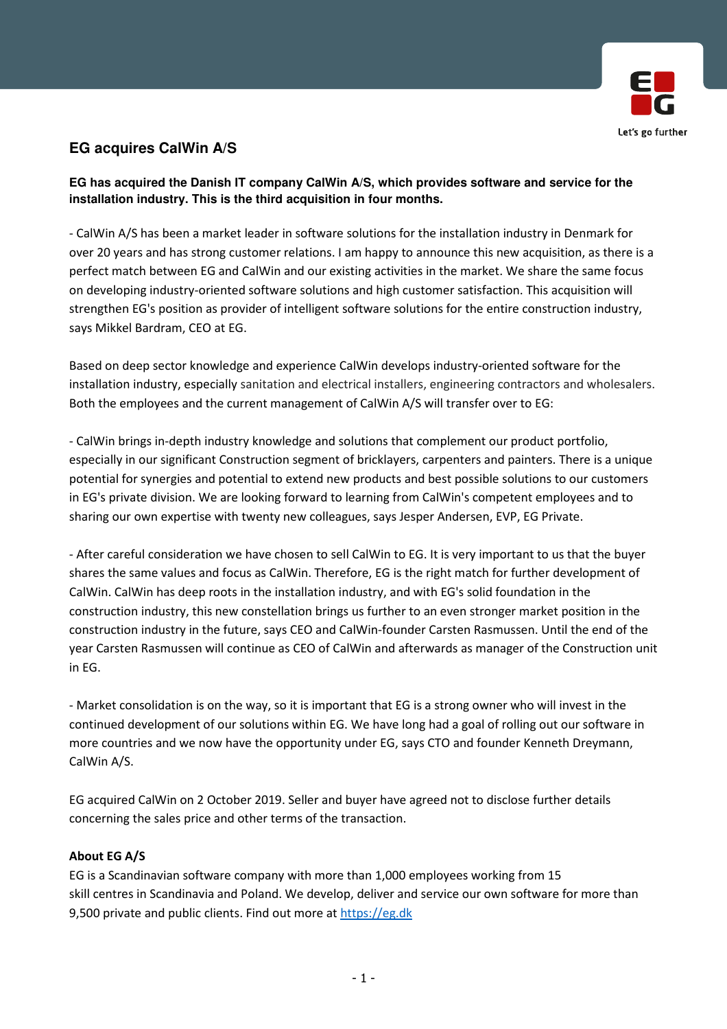# EG acquires CalWin A/S

**EG has acquired the Danish IT company CalWin A/S, which provides software and service for the installation industry. This is the third acquisition in four months.**

- CalWin A/S has been a market leader in software solutions for the installation industry in Denmark for over 20 years and has strong customer relations. I am happy to announce this new acquisition, as there is a perfect match between EG and CalWin and our existing activities in the market. We share the same focus on developing industry-oriented software solutions and high customer satisfaction. This acquisition will strengthen EG's position as provider of intelligent software solutions for the entire construction industry, says Mikkel Bardram, CEO at EG.

Based on deep sector knowledge and experience CalWin develops industry-oriented software for the installation industry, especially sanitation and electrical installers, engineering contractors and wholesalers. Both the employees and the current management of CalWin A/S will transfer over to EG:

- CalWin brings in-depth industry knowledge and solutions that complement our product portfolio, especially in our significant Construction segment of bricklayers, carpenters and painters. There is a unique potential for synergies and potential to extend new products and best possible solutions to our customers in EG's private division. We are looking forward to learning from CalWin's competent employees and to sharing our own expertise with twenty new colleagues, says Jesper Andersen, EVP, EG Private.

- After careful consideration we have chosen to sell CalWin to EG. It is very important to us that the buyer shares the same values and focus as CalWin. Therefore, EG is the right match for further development of CalWin. CalWin has deep roots in the installation industry, and with EG's solid foundation in the construction industry, this new constellation brings us further to an even stronger market position in the construction industry in the future, says CEO and CalWin-founder Carsten Rasmussen. Until the end of the year Carsten Rasmussen will continue as CEO of CalWin and afterwards as manager of the Construction unit in EG.

- Market consolidation is on the way, so it is important that EG is a strong owner who will invest in the continued development of our solutions within EG. We have long had a goal of rolling out our software in more countries and we now have the opportunity under EG, says CTO and founder Kenneth Dreymann, CalWin A/S.

EG acquired CalWin on 2 October 2019. Seller and buyer have agreed not to disclose further details concerning the sales price and other terms of the transaction.

**About EG A/S**

EG is a Scandinavian software company with more than 1,000 employees working from 15 skill centres in Scandinavia and Poland. We develop, deliver and service our own software for more than 9,500 private and public clients. Find out more at [https://eg.dk](https://eg.dk)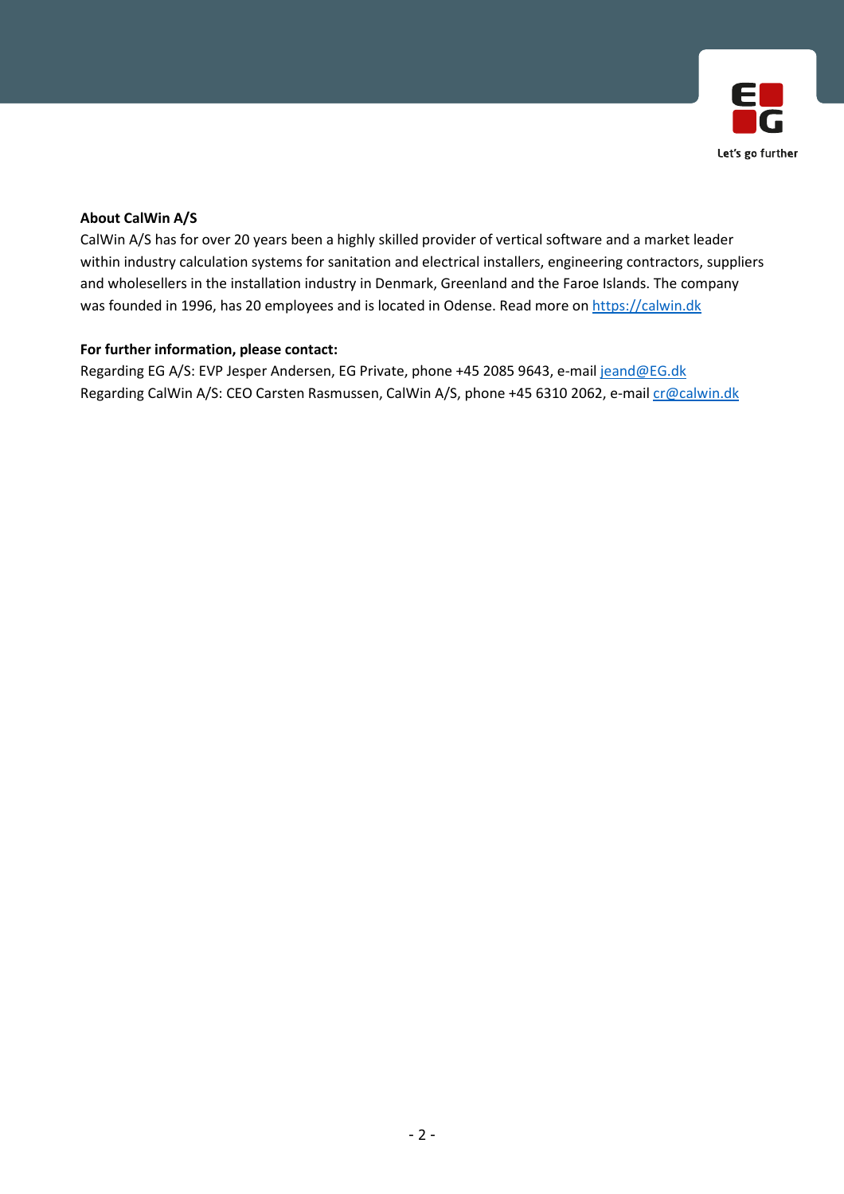**About CalWin A/S**

CalWin A/S has for over 20 years been a highly skilled provider of vertical software and a market leader within industry calculation systems for sanitation and electrical installers, engineering contractors, suppliers and wholesellers in the installation industry in Denmark, Greenland and the Faroe Islands. The company was founded in 1996, has 20 employees and is located in Odense. Read more on https://calwin.dk

**For further information, please contact:**

Regarding EG A/S: EVP Jesper Andersen, EG Private, phone +45 2085 9643, e-mail jeand@EG.dk
Regarding CalWin A/S: CEO Carsten Rasmussen, CalWin A/S, phone +45 6310 2062, e-mail cr@calwin.dk